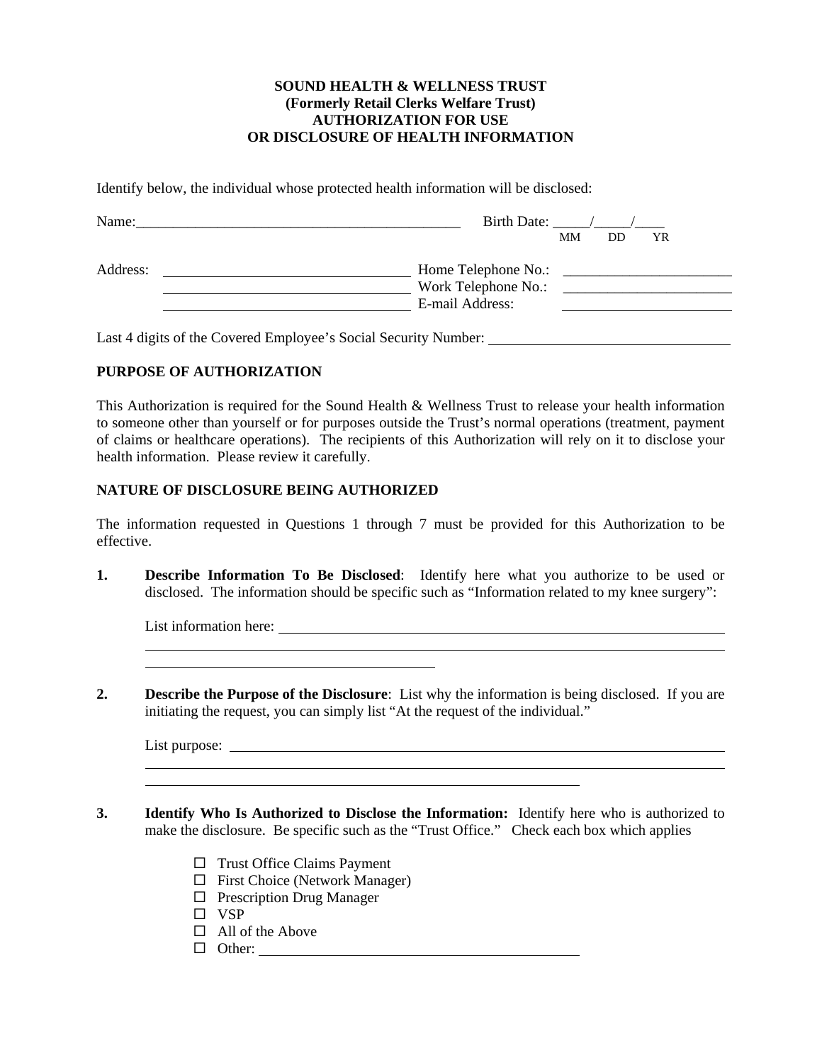# SOUND HEALTH & WELLNESS TRUST
## (Formerly Retail Clerks Welfare Trust)
## AUTHORIZATION FOR USE OR DISCLOSURE OF HEALTH INFORMATION

Identify below, the individual whose protected health information will be disclosed:

Name:_______________________________________________ Birth Date: _____/_____/____
MM DD YR

Address: __________________________________ Home Telephone No.: _______________________
__________________________________ Work Telephone No.: _______________________
__________________________________ E-mail Address: _______________________

Last 4 digits of the Covered Employee's Social Security Number: _________________________________

**PURPOSE OF AUTHORIZATION**

This Authorization is required for the Sound Health & Wellness Trust to release your health information to someone other than yourself or for purposes outside the Trust's normal operations (treatment, payment of claims or healthcare operations). The recipients of this Authorization will rely on it to disclose your health information. Please review it carefully.

**NATURE OF DISCLOSURE BEING AUTHORIZED**

The information requested in Questions 1 through 7 must be provided for this Authorization to be effective.

1. **Describe Information To Be Disclosed**: Identify here what you authorize to be used or disclosed. The information should be specific such as "Information related to my knee surgery":

   List information here: ______________________________________________________________
   ______________________________________________________________________________
   ________________________________________

2. **Describe the Purpose of the Disclosure**: List why the information is being disclosed. If you are initiating the request, you can simply list "At the request of the individual."

   List purpose: ________________________________________________________________________
   ______________________________________________________________________________
   ____________________________________________________________

3. **Identify Who Is Authorized to Disclose the Information:** Identify here who is authorized to make the disclosure. Be specific such as the "Trust Office." Check each box which applies

   - ☐ Trust Office Claims Payment
   - ☐ First Choice (Network Manager)
   - ☐ Prescription Drug Manager
   - ☐ VSP
   - ☐ All of the Above
   - ☐ Other: _____________________________________________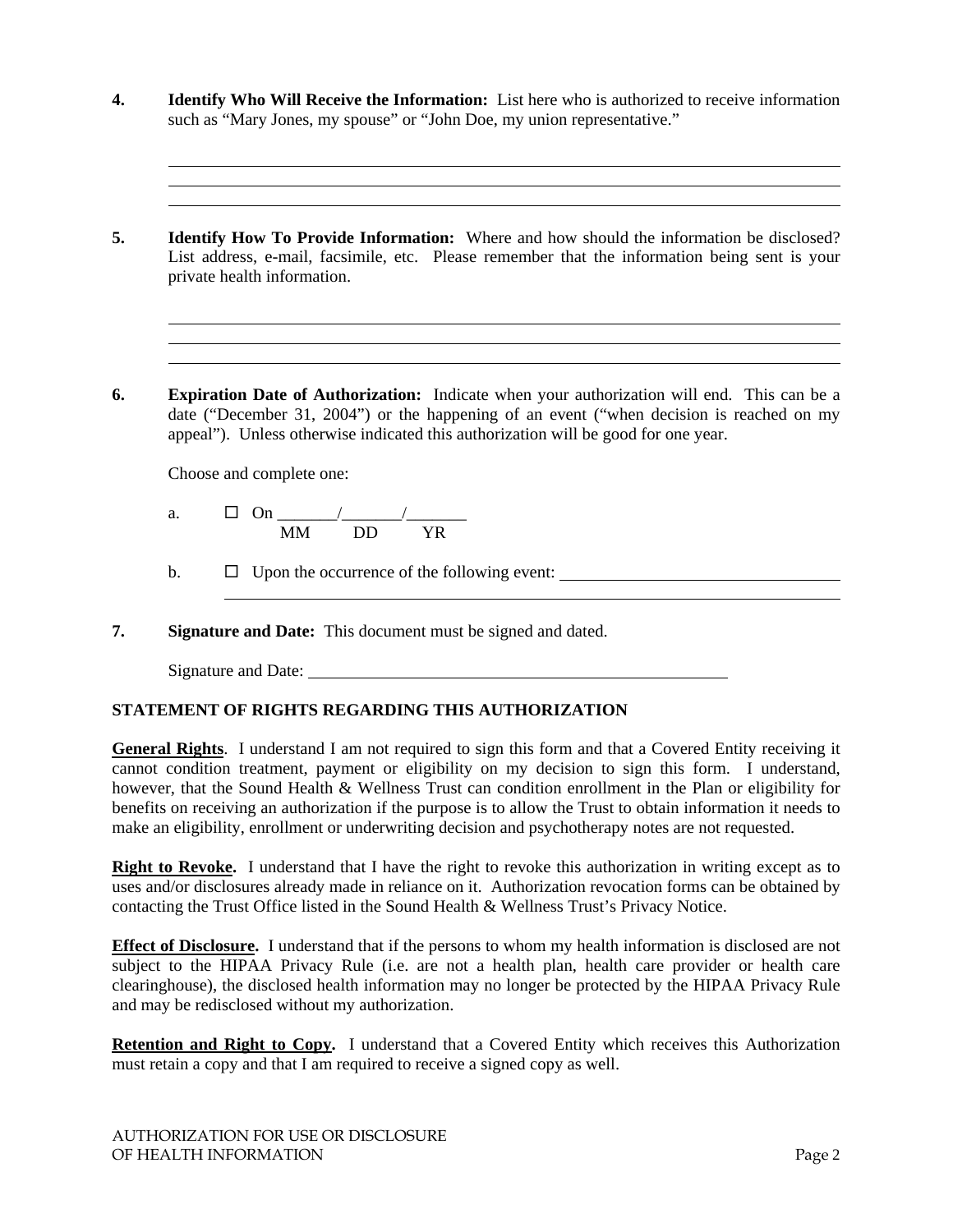**4. Identify Who Will Receive the Information:** List here who is authorized to receive information such as "Mary Jones, my spouse" or "John Doe, my union representative."

\_\_\_\_\_\_\_\_\_\_\_\_\_\_\_\_\_\_\_\_\_\_\_\_\_\_\_\_\_\_\_\_\_\_\_\_\_\_\_\_\_\_\_\_\_\_\_\_\_\_\_\_\_\_\_\_\_\_\_\_\_\_\_\_\_\_\_\_\_\_\_\_\_\_\_\_
\_\_\_\_\_\_\_\_\_\_\_\_\_\_\_\_\_\_\_\_\_\_\_\_\_\_\_\_\_\_\_\_\_\_\_\_\_\_\_\_\_\_\_\_\_\_\_\_\_\_\_\_\_\_\_\_\_\_\_\_\_\_\_\_\_\_\_\_\_\_\_\_\_\_\_\_
\_\_\_\_\_\_\_\_\_\_\_\_\_\_\_\_\_\_\_\_\_\_\_\_\_\_\_\_\_\_\_\_\_\_\_\_\_\_\_\_\_\_\_\_\_\_\_\_\_\_\_\_\_\_\_\_\_\_\_\_\_\_\_\_\_\_\_\_\_\_\_\_\_\_\_\_

**5. Identify How To Provide Information:** Where and how should the information be disclosed? List address, e-mail, facsimile, etc. Please remember that the information being sent is your private health information.

\_\_\_\_\_\_\_\_\_\_\_\_\_\_\_\_\_\_\_\_\_\_\_\_\_\_\_\_\_\_\_\_\_\_\_\_\_\_\_\_\_\_\_\_\_\_\_\_\_\_\_\_\_\_\_\_\_\_\_\_\_\_\_\_\_\_\_\_\_\_\_\_\_\_\_\_
\_\_\_\_\_\_\_\_\_\_\_\_\_\_\_\_\_\_\_\_\_\_\_\_\_\_\_\_\_\_\_\_\_\_\_\_\_\_\_\_\_\_\_\_\_\_\_\_\_\_\_\_\_\_\_\_\_\_\_\_\_\_\_\_\_\_\_\_\_\_\_\_\_\_\_\_
\_\_\_\_\_\_\_\_\_\_\_\_\_\_\_\_\_\_\_\_\_\_\_\_\_\_\_\_\_\_\_\_\_\_\_\_\_\_\_\_\_\_\_\_\_\_\_\_\_\_\_\_\_\_\_\_\_\_\_\_\_\_\_\_\_\_\_\_\_\_\_\_\_\_\_\_

**6. Expiration Date of Authorization:** Indicate when your authorization will end. This can be a date ("December 31, 2004") or the happening of an event ("when decision is reached on my appeal"). Unless otherwise indicated this authorization will be good for one year.

Choose and complete one:

a. ☐ On \_\_\_\_\_\_\_/\_\_\_\_\_\_\_/\_\_\_\_\_\_\_
   MM DD YR

b. ☐ Upon the occurrence of the following event: \_\_\_\_\_\_\_\_\_\_\_\_\_\_\_\_\_\_\_\_\_\_\_\_\_\_\_\_\_\_\_\_\_\_
\_\_\_\_\_\_\_\_\_\_\_\_\_\_\_\_\_\_\_\_\_\_\_\_\_\_\_\_\_\_\_\_\_\_\_\_\_\_\_\_\_\_\_\_\_\_\_\_\_\_\_\_\_\_\_\_\_\_\_\_\_\_\_\_\_\_\_\_\_\_

**7. Signature and Date:** This document must be signed and dated.

Signature and Date: \_\_\_\_\_\_\_\_\_\_\_\_\_\_\_\_\_\_\_\_\_\_\_\_\_\_\_\_\_\_\_\_\_\_\_\_\_\_\_\_\_\_\_\_\_\_\_\_\_\_\_\_

**STATEMENT OF RIGHTS REGARDING THIS AUTHORIZATION**

**General Rights**. I understand I am not required to sign this form and that a Covered Entity receiving it cannot condition treatment, payment or eligibility on my decision to sign this form. I understand, however, that the Sound Health & Wellness Trust can condition enrollment in the Plan or eligibility for benefits on receiving an authorization if the purpose is to allow the Trust to obtain information it needs to make an eligibility, enrollment or underwriting decision and psychotherapy notes are not requested.

**Right to Revoke.** I understand that I have the right to revoke this authorization in writing except as to uses and/or disclosures already made in reliance on it. Authorization revocation forms can be obtained by contacting the Trust Office listed in the Sound Health & Wellness Trust's Privacy Notice.

**Effect of Disclosure.** I understand that if the persons to whom my health information is disclosed are not subject to the HIPAA Privacy Rule (i.e. are not a health plan, health care provider or health care clearinghouse), the disclosed health information may no longer be protected by the HIPAA Privacy Rule and may be redisclosed without my authorization.

**Retention and Right to Copy.** I understand that a Covered Entity which receives this Authorization must retain a copy and that I am required to receive a signed copy as well.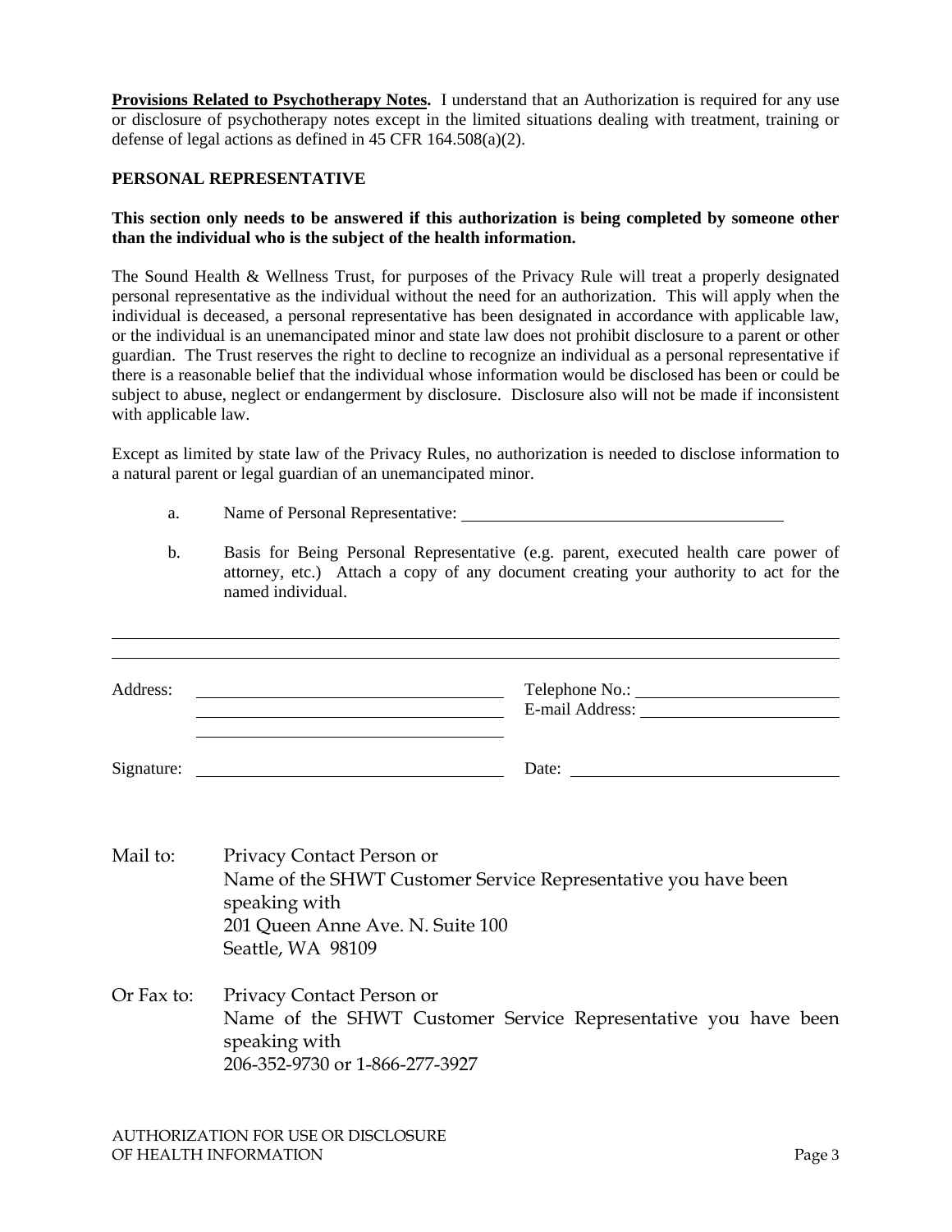**Provisions Related to Psychotherapy Notes.** I understand that an Authorization is required for any use or disclosure of psychotherapy notes except in the limited situations dealing with treatment, training or defense of legal actions as defined in 45 CFR 164.508(a)(2).

## PERSONAL REPRESENTATIVE

**This section only needs to be answered if this authorization is being completed by someone other than the individual who is the subject of the health information.**

The Sound Health & Wellness Trust, for purposes of the Privacy Rule will treat a properly designated personal representative as the individual without the need for an authorization. This will apply when the individual is deceased, a personal representative has been designated in accordance with applicable law, or the individual is an unemancipated minor and state law does not prohibit disclosure to a parent or other guardian. The Trust reserves the right to decline to recognize an individual as a personal representative if there is a reasonable belief that the individual whose information would be disclosed has been or could be subject to abuse, neglect or endangerment by disclosure. Disclosure also will not be made if inconsistent with applicable law.

Except as limited by state law of the Privacy Rules, no authorization is needed to disclose information to a natural parent or legal guardian of an unemancipated minor.

a. Name of Personal Representative: ______________________________________

b. Basis for Being Personal Representative (e.g. parent, executed health care power of attorney, etc.) Attach a copy of any document creating your authority to act for the named individual.

______________________________________________________________________________

______________________________________________________________________________

Address: ________________________________ Telephone No.: ______________________
________________________________ E-mail Address: ______________________
________________________________

Signature: ________________________________ Date: ______________________________

Mail to: Privacy Contact Person or
Name of the SHWT Customer Service Representative you have been speaking with
201 Queen Anne Ave. N. Suite 100
Seattle, WA 98109

Or Fax to: Privacy Contact Person or
Name of the SHWT Customer Service Representative you have been speaking with
206-352-9730 or 1-866-277-3927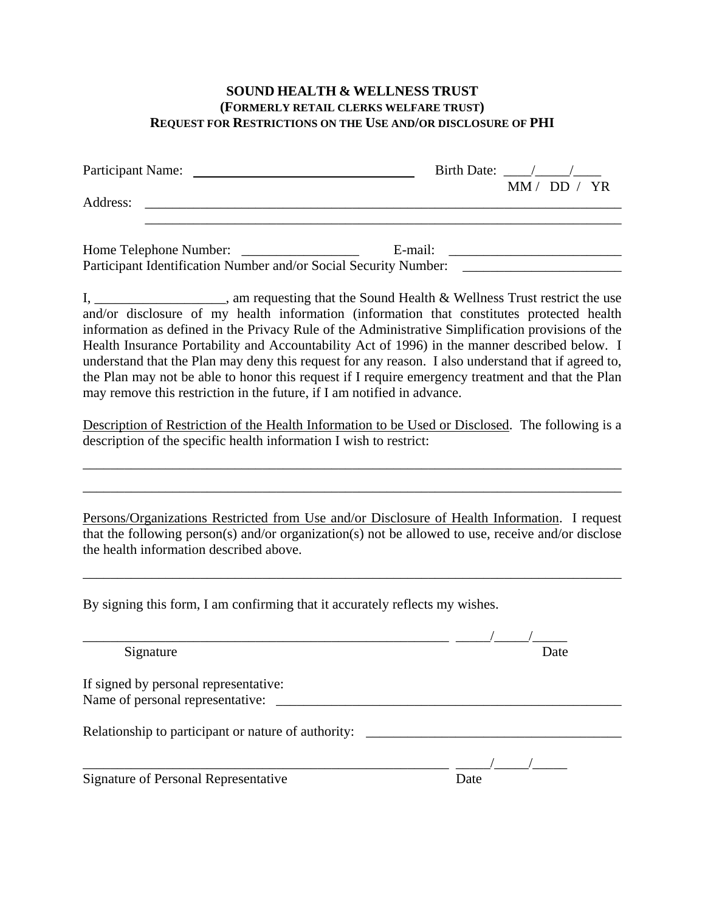**SOUND HEALTH & WELLNESS TRUST**
**(FORMERLY RETAIL CLERKS WELFARE TRUST)**
**REQUEST FOR RESTRICTIONS ON THE USE AND/OR DISCLOSURE OF PHI**

Participant Name: ________________________________ Birth Date: ____/_____/____
MM / DD / YR

Address: ________________________________________________________________________
________________________________________________________________________

Home Telephone Number: _________________ E-mail: _________________________
Participant Identification Number and/or Social Security Number: _______________________

I, ___________________, am requesting that the Sound Health & Wellness Trust restrict the use and/or disclosure of my health information (information that constitutes protected health information as defined in the Privacy Rule of the Administrative Simplification provisions of the Health Insurance Portability and Accountability Act of 1996) in the manner described below. I understand that the Plan may deny this request for any reason. I also understand that if agreed to, the Plan may not be able to honor this request if I require emergency treatment and that the Plan may remove this restriction in the future, if I am notified in advance.

<u>Description of Restriction of the Health Information to be Used or Disclosed</u>. The following is a description of the specific health information I wish to restrict:

________________________________________________________________________________

________________________________________________________________________________

<u>Persons/Organizations Restricted from Use and/or Disclosure of Health Information</u>. I request that the following person(s) and/or organization(s) not be allowed to use, receive and/or disclose the health information described above.

________________________________________________________________________________

By signing this form, I am confirming that it accurately reflects my wishes.

_______________________________________________________ _____/_____/_____
Signature Date

If signed by personal representative:
Name of personal representative: ____________________________________________________

Relationship to participant or nature of authority: _____________________________________

_______________________________________________________ _____/_____/_____
Signature of Personal Representative Date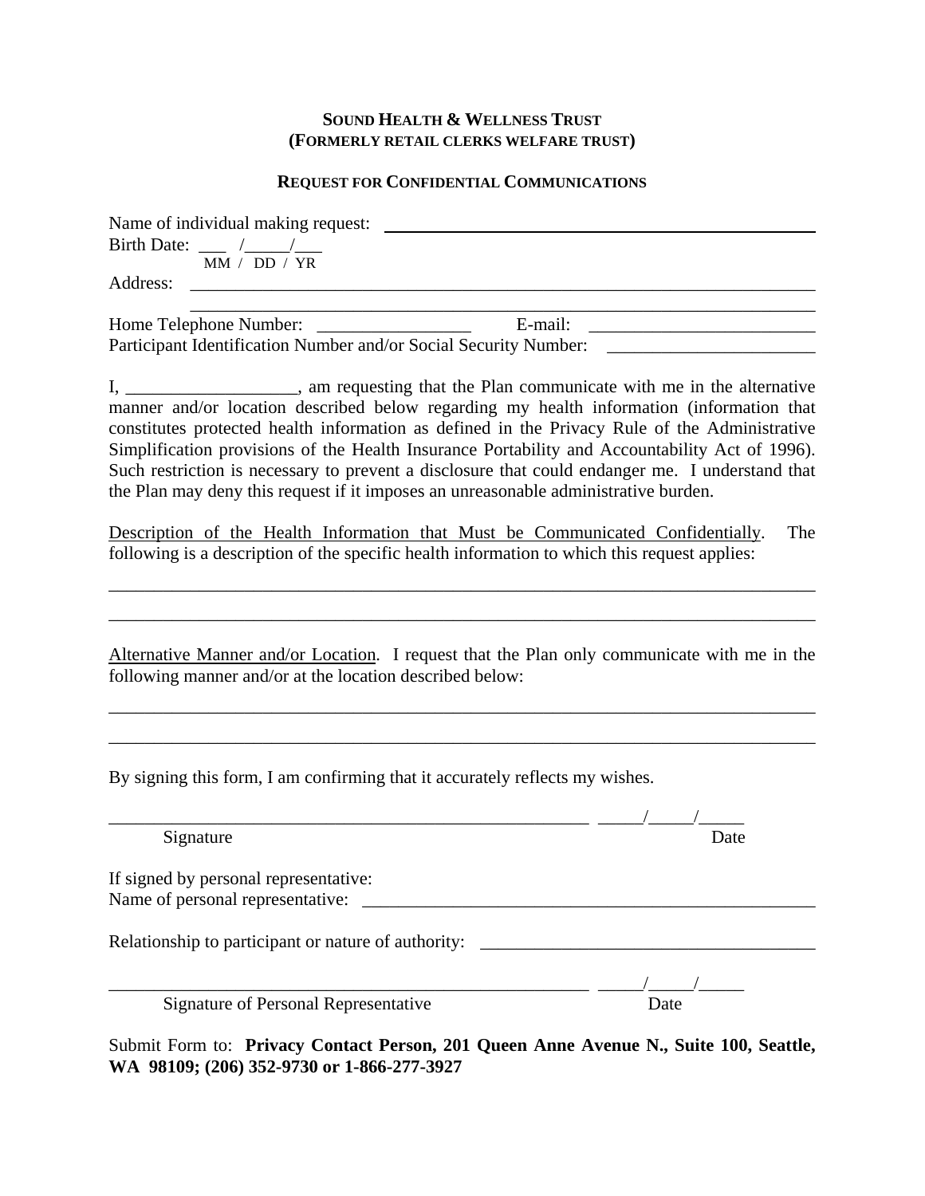**SOUND HEALTH & WELLNESS TRUST**
**(FORMERLY RETAIL CLERKS WELFARE TRUST)**

**REQUEST FOR CONFIDENTIAL COMMUNICATIONS**

Name of individual making request: ______________________________________________

Birth Date: ___ /_____/___
MM / DD / YR

Address: ______________________________________________________________________

______________________________________________________________________

Home Telephone Number: _________________ E-mail: _________________________

Participant Identification Number and/or Social Security Number: _______________________

I, ___________________, am requesting that the Plan communicate with me in the alternative manner and/or location described below regarding my health information (information that constitutes protected health information as defined in the Privacy Rule of the Administrative Simplification provisions of the Health Insurance Portability and Accountability Act of 1996). Such restriction is necessary to prevent a disclosure that could endanger me. I understand that the Plan may deny this request if it imposes an unreasonable administrative burden.

Description of the Health Information that Must be Communicated Confidentially. The following is a description of the specific health information to which this request applies:

_______________________________________________________________________________

_______________________________________________________________________________

Alternative Manner and/or Location. I request that the Plan only communicate with me in the following manner and/or at the location described below:

_______________________________________________________________________________

_______________________________________________________________________________

By signing this form, I am confirming that it accurately reflects my wishes.

_______________________________________________________ _____/_____/_____
Signature Date

If signed by personal representative:

Name of personal representative: _____________________________________________________

Relationship to participant or nature of authority: _____________________________________

_______________________________________________________ _____/_____/_____
Signature of Personal Representative Date

Submit Form to: **Privacy Contact Person, 201 Queen Anne Avenue N., Suite 100, Seattle, WA 98109; (206) 352-9730 or 1-866-277-3927**